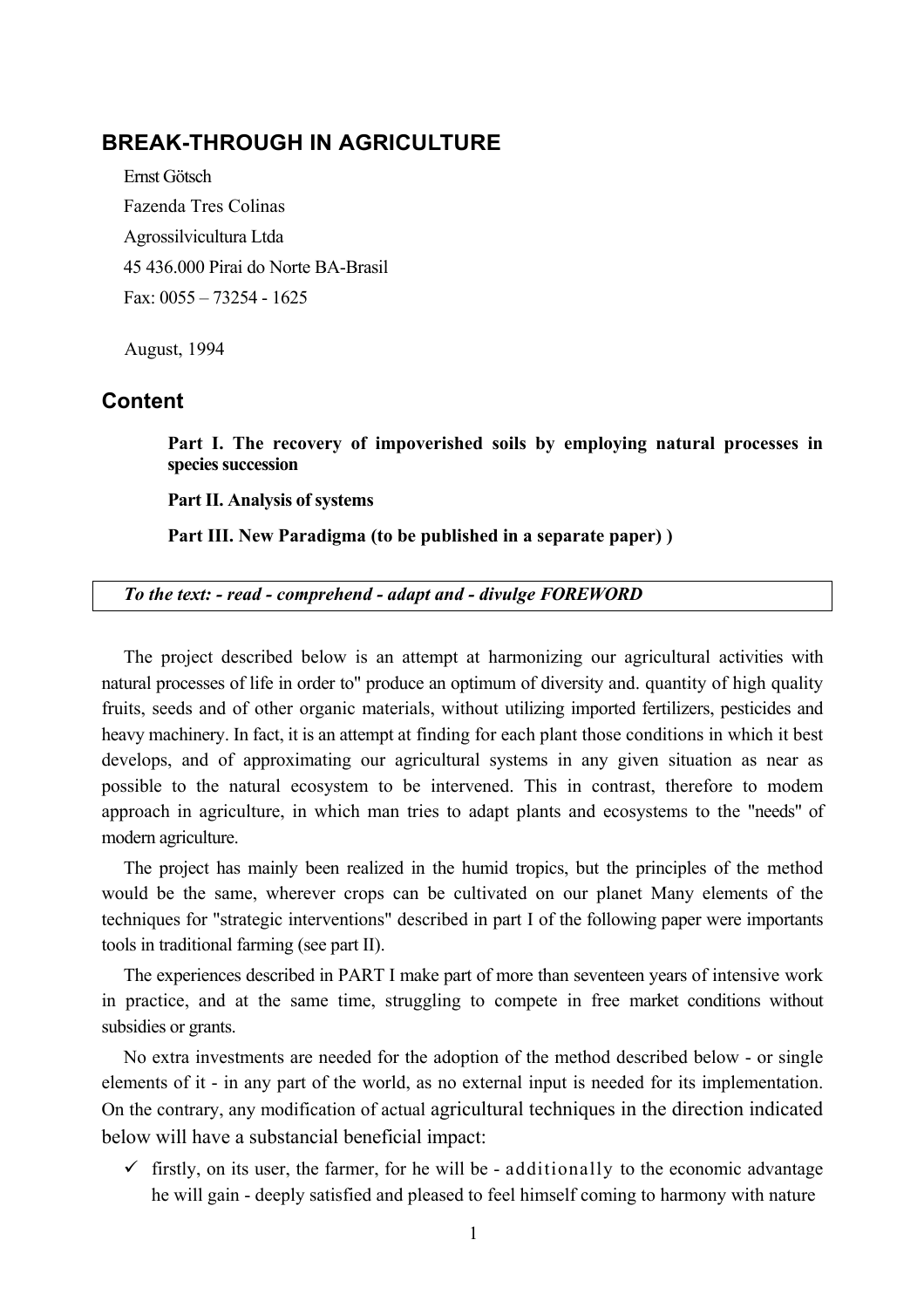# BREAK-THROUGH IN AGRICULTURE

Ernst Götsch

Fazenda Tres Colinas

Agrossilvicultura Ltda

45 436.000 Pirai do Norte BA-Brasil

Fax: 0055 – 73254 - 1625

August, 1994

## Content

**Part I. The recovery of impoverished soils by employing natural processes in species succession**

**Part II. Analysis of systems**

**Part III. New Paradigma (to be published in a separate paper) )**

*To the text: - read - comprehend - adapt and - divulge FOREWORD*

The project described below is an attempt at harmonizing our agricultural activities with natural processes of life in order to" produce an optimum of diversity and. quantity of high quality fruits, seeds and of other organic materials, without utilizing imported fertilizers, pesticides and heavy machinery. In fact, it is an attempt at finding for each plant those conditions in which it best develops, and of approximating our agricultural systems in any given situation as near as possible to the natural ecosystem to be intervened. This in contrast, therefore to modem approach in agriculture, in which man tries to adapt plants and ecosystems to the "needs" of modern agriculture.

The project has mainly been realized in the humid tropics, but the principles of the method would be the same, wherever crops can be cultivated on our planet Many elements of the techniques for "strategic interventions" described in part I of the following paper were importants tools in traditional farming (see part II).

The experiences described in PART I make part of more than seventeen years of intensive work in practice, and at the same time, struggling to compete in free market conditions without subsidies or grants.

No extra investments are needed for the adoption of the method described below - or single elements of it - in any part of the world, as no external input is needed for its implementation. On the contrary, any modification of actual agricultural techniques in the direction indicated below will have a substancial beneficial impact:

- ✓ firstly, on its user, the farmer, for he will be - additionally to the economic advantage he will gain - deeply satisfied and pleased to feel himself coming to harmony with nature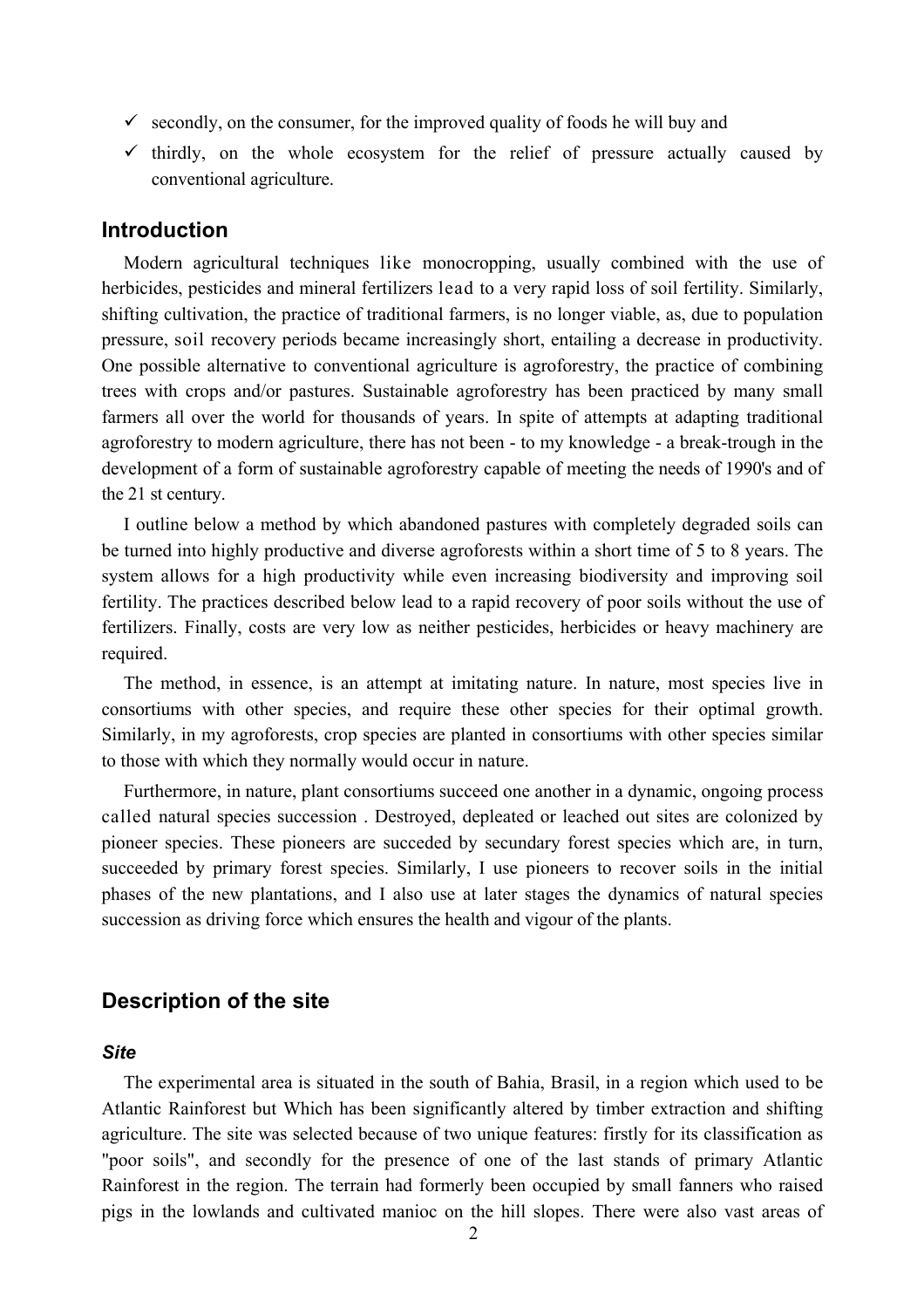- ✓ secondly, on the consumer, for the improved quality of foods he will buy and
- ✓ thirdly, on the whole ecosystem for the relief of pressure actually caused by conventional agriculture.

## Introduction

Modern agricultural techniques like monocropping, usually combined with the use of herbicides, pesticides and mineral fertilizers lead to a very rapid loss of soil fertility. Similarly, shifting cultivation, the practice of traditional farmers, is no longer viable, as, due to population pressure, soil recovery periods became increasingly short, entailing a decrease in productivity. One possible alternative to conventional agriculture is agroforestry, the practice of combining trees with crops and/or pastures. Sustainable agroforestry has been practiced by many small farmers all over the world for thousands of years. In spite of attempts at adapting traditional agroforestry to modern agriculture, there has not been - to my knowledge - a break-trough in the development of a form of sustainable agroforestry capable of meeting the needs of 1990's and of the 21 st century.

I outline below a method by which abandoned pastures with completely degraded soils can be turned into highly productive and diverse agroforests within a short time of 5 to 8 years. The system allows for a high productivity while even increasing biodiversity and improving soil fertility. The practices described below lead to a rapid recovery of poor soils without the use of fertilizers. Finally, costs are very low as neither pesticides, herbicides or heavy machinery are required.

The method, in essence, is an attempt at imitating nature. In nature, most species live in consortiums with other species, and require these other species for their optimal growth. Similarly, in my agroforests, crop species are planted in consortiums with other species similar to those with which they normally would occur in nature.

Furthermore, in nature, plant consortiums succeed one another in a dynamic, ongoing process called natural species succession . Destroyed, depleated or leached out sites are colonized by pioneer species. These pioneers are succeded by secundary forest species which are, in turn, succeeded by primary forest species. Similarly, I use pioneers to recover soils in the initial phases of the new plantations, and I also use at later stages the dynamics of natural species succession as driving force which ensures the health and vigour of the plants.

## Description of the site

### *Site*

The experimental area is situated in the south of Bahia, Brasil, in a region which used to be Atlantic Rainforest but Which has been significantly altered by timber extraction and shifting agriculture. The site was selected because of two unique features: firstly for its classification as "poor soils", and secondly for the presence of one of the last stands of primary Atlantic Rainforest in the region. The terrain had formerly been occupied by small fanners who raised pigs in the lowlands and cultivated manioc on the hill slopes. There were also vast areas of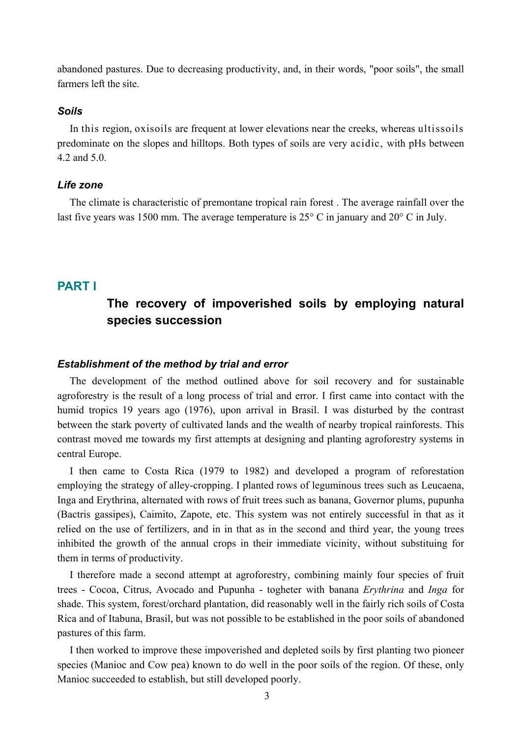abandoned pastures. Due to decreasing productivity, and, in their words, "poor soils", the small farmers left the site.

### *Soils*

In this region, oxisoils are frequent at lower elevations near the creeks, whereas ultissoils predominate on the slopes and hilltops. Both types of soils are very acidic, with pHs between 4.2 and 5.0.

### *Life zone*

The climate is characteristic of premontane tropical rain forest . The average rainfall over the last five years was 1500 mm. The average temperature is 25° C in january and 20° C in July.

## PART I

## The recovery of impoverished soils by employing natural species succession

### *Establishment of the method by trial and error*

The development of the method outlined above for soil recovery and for sustainable agroforestry is the result of a long process of trial and error. I first came into contact with the humid tropics 19 years ago (1976), upon arrival in Brasil. I was disturbed by the contrast between the stark poverty of cultivated lands and the wealth of nearby tropical rainforests. This contrast moved me towards my first attempts at designing and planting agroforestry systems in central Europe.

I then came to Costa Rica (1979 to 1982) and developed a program of reforestation employing the strategy of alley-cropping. I planted rows of leguminous trees such as Leucaena, Inga and Erythrina, alternated with rows of fruit trees such as banana, Governor plums, pupunha (Bactris gassipes), Caimito, Zapote, etc. This system was not entirely successful in that as it relied on the use of fertilizers, and in in that as in the second and third year, the young trees inhibited the growth of the annual crops in their immediate vicinity, without substituing for them in terms of productivity.

I therefore made a second attempt at agroforestry, combining mainly four species of fruit trees - Cocoa, Citrus, Avocado and Pupunha - togheter with banana *Erythrina* and *Inga* for shade. This system, forest/orchard plantation, did reasonably well in the fairly rich soils of Costa Rica and of Itabuna, Brasil, but was not possible to be established in the poor soils of abandoned pastures of this farm.

I then worked to improve these impoverished and depleted soils by first planting two pioneer species (Manioc and Cow pea) known to do well in the poor soils of the region. Of these, only Manioc succeeded to establish, but still developed poorly.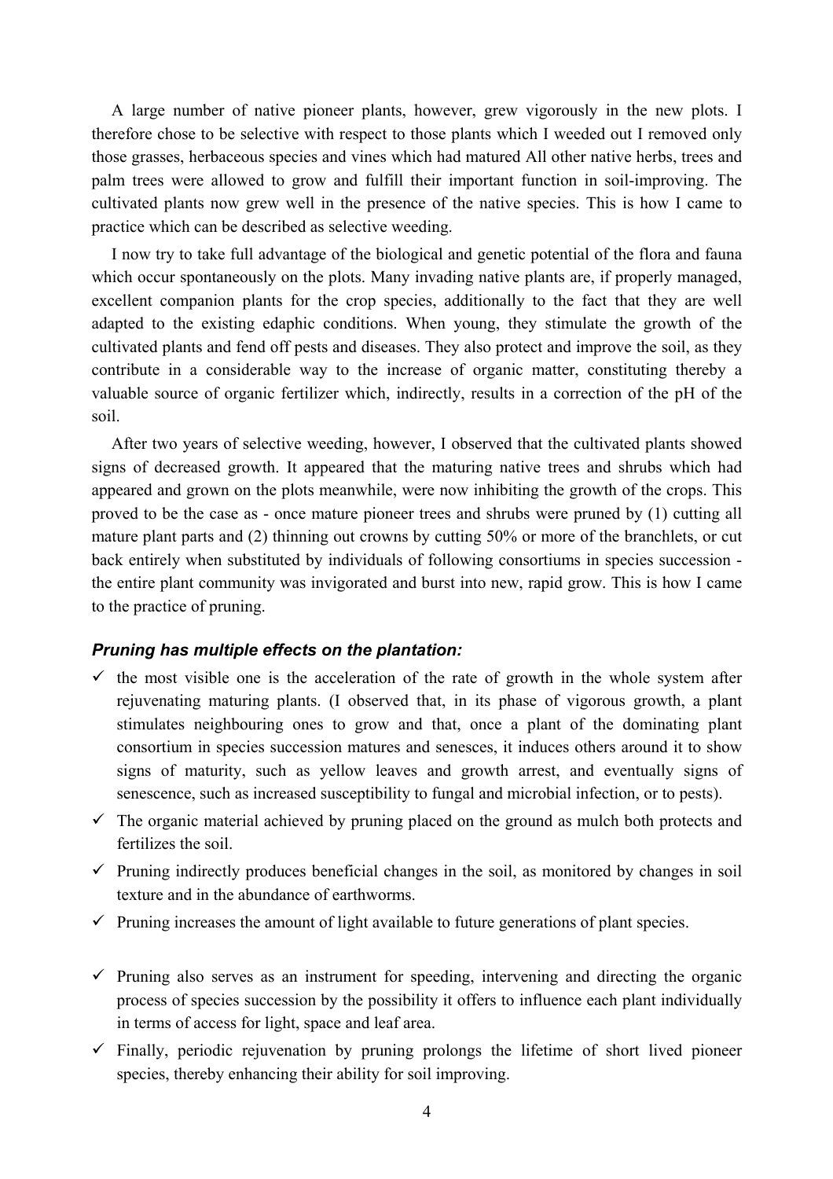A large number of native pioneer plants, however, grew vigorously in the new plots. I therefore chose to be selective with respect to those plants which I weeded out I removed only those grasses, herbaceous species and vines which had matured All other native herbs, trees and palm trees were allowed to grow and fulfill their important function in soil-improving. The cultivated plants now grew well in the presence of the native species. This is how I came to practice which can be described as selective weeding.

I now try to take full advantage of the biological and genetic potential of the flora and fauna which occur spontaneously on the plots. Many invading native plants are, if properly managed, excellent companion plants for the crop species, additionally to the fact that they are well adapted to the existing edaphic conditions. When young, they stimulate the growth of the cultivated plants and fend off pests and diseases. They also protect and improve the soil, as they contribute in a considerable way to the increase of organic matter, constituting thereby a valuable source of organic fertilizer which, indirectly, results in a correction of the pH of the soil.

After two years of selective weeding, however, I observed that the cultivated plants showed signs of decreased growth. It appeared that the maturing native trees and shrubs which had appeared and grown on the plots meanwhile, were now inhibiting the growth of the crops. This proved to be the case as - once mature pioneer trees and shrubs were pruned by (1) cutting all mature plant parts and (2) thinning out crowns by cutting 50% or more of the branchlets, or cut back entirely when substituted by individuals of following consortiums in species succession - the entire plant community was invigorated and burst into new, rapid grow. This is how I came to the practice of pruning.

### *Pruning has multiple effects on the plantation:*

- ✓ the most visible one is the acceleration of the rate of growth in the whole system after rejuvenating maturing plants. (I observed that, in its phase of vigorous growth, a plant stimulates neighbouring ones to grow and that, once a plant of the dominating plant consortium in species succession matures and senesces, it induces others around it to show signs of maturity, such as yellow leaves and growth arrest, and eventually signs of senescence, such as increased susceptibility to fungal and microbial infection, or to pests).
- ✓ The organic material achieved by pruning placed on the ground as mulch both protects and fertilizes the soil.
- ✓ Pruning indirectly produces beneficial changes in the soil, as monitored by changes in soil texture and in the abundance of earthworms.
- ✓ Pruning increases the amount of light available to future generations of plant species.
- ✓ Pruning also serves as an instrument for speeding, intervening and directing the organic process of species succession by the possibility it offers to influence each plant individually in terms of access for light, space and leaf area.
- ✓ Finally, periodic rejuvenation by pruning prolongs the lifetime of short lived pioneer species, thereby enhancing their ability for soil improving.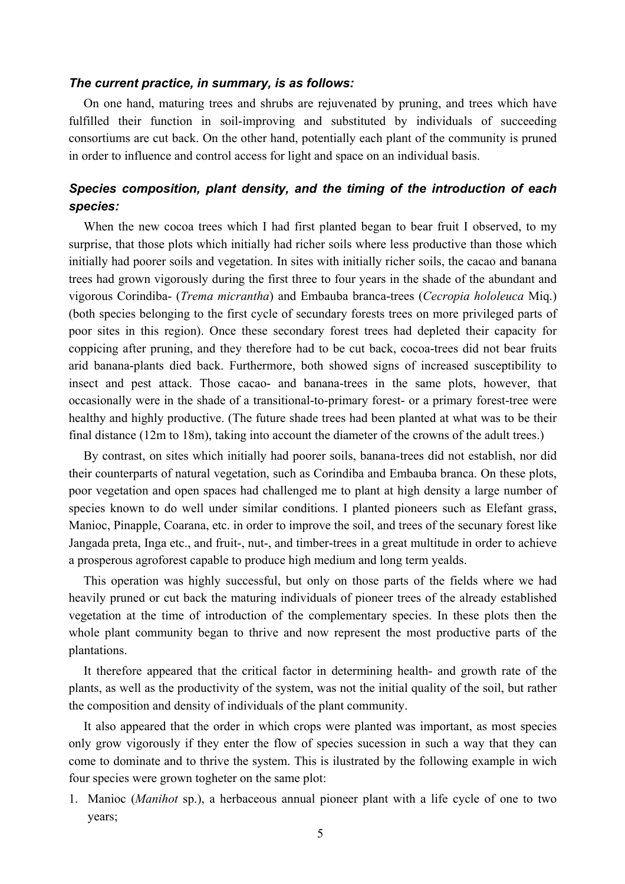### *The current practice, in summary, is as follows:*

On one hand, maturing trees and shrubs are rejuvenated by pruning, and trees which have fulfilled their function in soil-improving and substituted by individuals of succeeding consortiums are cut back. On the other hand, potentially each plant of the community is pruned in order to influence and control access for light and space on an individual basis.

### *Species composition, plant density, and the timing of the introduction of each species:*

When the new cocoa trees which I had first planted began to bear fruit I observed, to my surprise, that those plots which initially had richer soils where less productive than those which initially had poorer soils and vegetation. In sites with initially richer soils, the cacao and banana trees had grown vigorously during the first three to four years in the shade of the abundant and vigorous Corindiba- (*Trema micrantha*) and Embauba branca-trees (*Cecropia hololeuca* Miq.) (both species belonging to the first cycle of secundary forests trees on more privileged parts of poor sites in this region). Once these secondary forest trees had depleted their capacity for coppicing after pruning, and they therefore had to be cut back, cocoa-trees did not bear fruits arid banana-plants died back. Furthermore, both showed signs of increased susceptibility to insect and pest attack. Those cacao- and banana-trees in the same plots, however, that occasionally were in the shade of a transitional-to-primary forest- or a primary forest-tree were healthy and highly productive. (The future shade trees had been planted at what was to be their final distance (12m to 18m), taking into account the diameter of the crowns of the adult trees.)

By contrast, on sites which initially had poorer soils, banana-trees did not establish, nor did their counterparts of natural vegetation, such as Corindiba and Embauba branca. On these plots, poor vegetation and open spaces had challenged me to plant at high density a large number of species known to do well under similar conditions. I planted pioneers such as Elefant grass, Manioc, Pinapple, Coarana, etc. in order to improve the soil, and trees of the secunary forest like Jangada preta, Inga etc., and fruit-, nut-, and timber-trees in a great multitude in order to achieve a prosperous agroforest capable to produce high medium and long term yealds.

This operation was highly successful, but only on those parts of the fields where we had heavily pruned or cut back the maturing individuals of pioneer trees of the already established vegetation at the time of introduction of the complementary species. In these plots then the whole plant community began to thrive and now represent the most productive parts of the plantations.

It therefore appeared that the critical factor in determining health- and growth rate of the plants, as well as the productivity of the system, was not the initial quality of the soil, but rather the composition and density of individuals of the plant community.

It also appeared that the order in which crops were planted was important, as most species only grow vigorously if they enter the flow of species sucession in such a way that they can come to dominate and to thrive the system. This is ilustrated by the following example in wich four species were grown togheter on the same plot:

1. Manioc (*Manihot* sp.), a herbaceous annual pioneer plant with a life cycle of one to two years;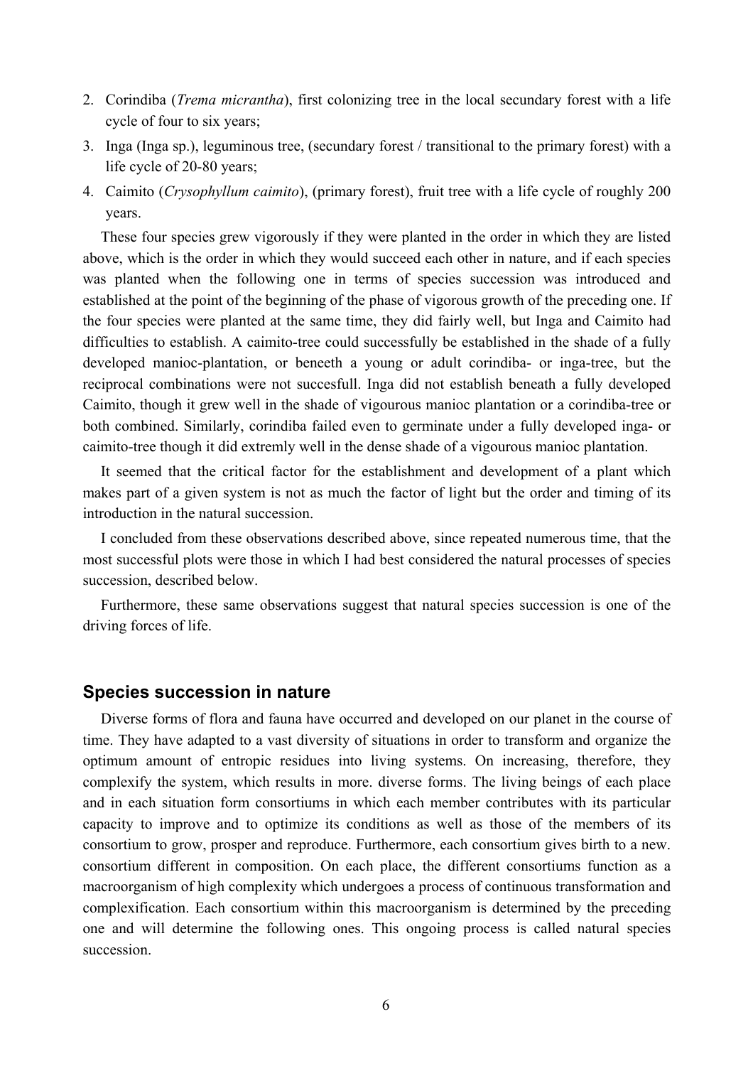2. Corindiba (*Trema micrantha*), first colonizing tree in the local secundary forest with a life cycle of four to six years;
3. Inga (Inga sp.), leguminous tree, (secundary forest / transitional to the primary forest) with a life cycle of 20-80 years;
4. Caimito (*Crysophyllum caimito*), (primary forest), fruit tree with a life cycle of roughly 200 years.

These four species grew vigorously if they were planted in the order in which they are listed above, which is the order in which they would succeed each other in nature, and if each species was planted when the following one in terms of species succession was introduced and established at the point of the beginning of the phase of vigorous growth of the preceding one. If the four species were planted at the same time, they did fairly well, but Inga and Caimito had difficulties to establish. A caimito-tree could successfully be established in the shade of a fully developed manioc-plantation, or beneeth a young or adult corindiba- or inga-tree, but the reciprocal combinations were not succesfull. Inga did not establish beneath a fully developed Caimito, though it grew well in the shade of vigourous manioc plantation or a corindiba-tree or both combined. Similarly, corindiba failed even to germinate under a fully developed inga- or caimito-tree though it did extremly well in the dense shade of a vigourous manioc plantation.

It seemed that the critical factor for the establishment and development of a plant which makes part of a given system is not as much the factor of light but the order and timing of its introduction in the natural succession.

I concluded from these observations described above, since repeated numerous time, that the most successful plots were those in which I had best considered the natural processes of species succession, described below.

Furthermore, these same observations suggest that natural species succession is one of the driving forces of life.

## Species succession in nature

Diverse forms of flora and fauna have occurred and developed on our planet in the course of time. They have adapted to a vast diversity of situations in order to transform and organize the optimum amount of entropic residues into living systems. On increasing, therefore, they complexify the system, which results in more. diverse forms. The living beings of each place and in each situation form consortiums in which each member contributes with its particular capacity to improve and to optimize its conditions as well as those of the members of its consortium to grow, prosper and reproduce. Furthermore, each consortium gives birth to a new. consortium different in composition. On each place, the different consortiums function as a macroorganism of high complexity which undergoes a process of continuous transformation and complexification. Each consortium within this macroorganism is determined by the preceding one and will determine the following ones. This ongoing process is called natural species succession.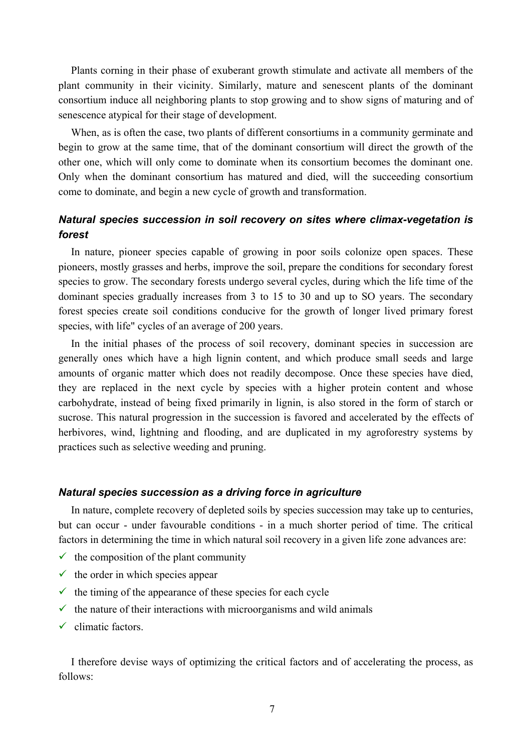Plants corning in their phase of exuberant growth stimulate and activate all members of the plant community in their vicinity. Similarly, mature and senescent plants of the dominant consortium induce all neighboring plants to stop growing and to show signs of maturing and of senescence atypical for their stage of development.

When, as is often the case, two plants of different consortiums in a community germinate and begin to grow at the same time, that of the dominant consortium will direct the growth of the other one, which will only come to dominate when its consortium becomes the dominant one. Only when the dominant consortium has matured and died, will the succeeding consortium come to dominate, and begin a new cycle of growth and transformation.

### *Natural species succession in soil recovery on sites where climax-vegetation is forest*

In nature, pioneer species capable of growing in poor soils colonize open spaces. These pioneers, mostly grasses and herbs, improve the soil, prepare the conditions for secondary forest species to grow. The secondary forests undergo several cycles, during which the life time of the dominant species gradually increases from 3 to 15 to 30 and up to SO years. The secondary forest species create soil conditions conducive for the growth of longer lived primary forest species, with life" cycles of an average of 200 years.

In the initial phases of the process of soil recovery, dominant species in succession are generally ones which have a high lignin content, and which produce small seeds and large amounts of organic matter which does not readily decompose. Once these species have died, they are replaced in the next cycle by species with a higher protein content and whose carbohydrate, instead of being fixed primarily in lignin, is also stored in the form of starch or sucrose. This natural progression in the succession is favored and accelerated by the effects of herbivores, wind, lightning and flooding, and are duplicated in my agroforestry systems by practices such as selective weeding and pruning.

### *Natural species succession as a driving force in agriculture*

In nature, complete recovery of depleted soils by species succession may take up to centuries, but can occur - under favourable conditions - in a much shorter period of time. The critical factors in determining the time in which natural soil recovery in a given life zone advances are:

- ✓ the composition of the plant community
- ✓ the order in which species appear
- ✓ the timing of the appearance of these species for each cycle
- ✓ the nature of their interactions with microorganisms and wild animals
- ✓ climatic factors.

I therefore devise ways of optimizing the critical factors and of accelerating the process, as follows: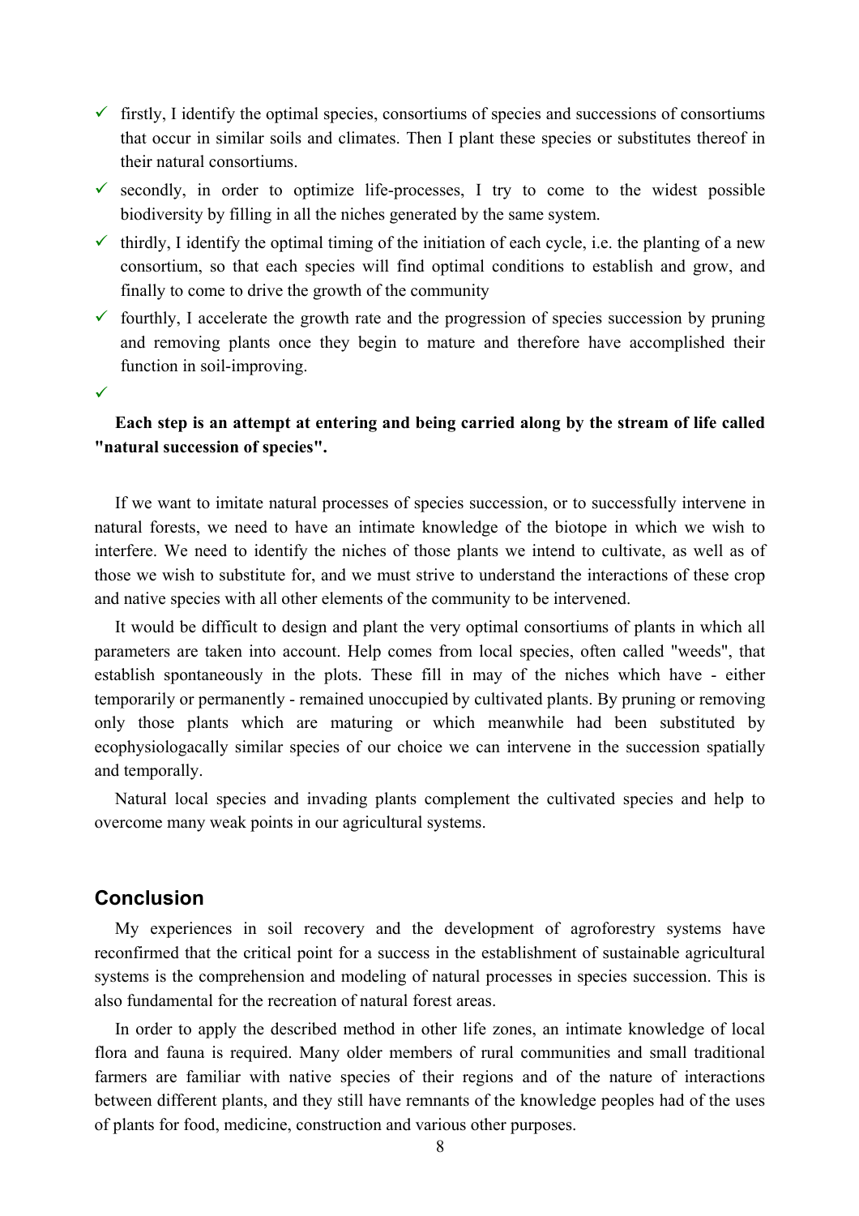- ✓ firstly, I identify the optimal species, consortiums of species and successions of consortiums that occur in similar soils and climates. Then I plant these species or substitutes thereof in their natural consortiums.
- ✓ secondly, in order to optimize life-processes, I try to come to the widest possible biodiversity by filling in all the niches generated by the same system.
- ✓ thirdly, I identify the optimal timing of the initiation of each cycle, i.e. the planting of a new consortium, so that each species will find optimal conditions to establish and grow, and finally to come to drive the growth of the community
- ✓ fourthly, I accelerate the growth rate and the progression of species succession by pruning and removing plants once they begin to mature and therefore have accomplished their function in soil-improving.
- ✓

**Each step is an attempt at entering and being carried along by the stream of life called "natural succession of species".**

If we want to imitate natural processes of species succession, or to successfully intervene in natural forests, we need to have an intimate knowledge of the biotope in which we wish to interfere. We need to identify the niches of those plants we intend to cultivate, as well as of those we wish to substitute for, and we must strive to understand the interactions of these crop and native species with all other elements of the community to be intervened.

It would be difficult to design and plant the very optimal consortiums of plants in which all parameters are taken into account. Help comes from local species, often called "weeds", that establish spontaneously in the plots. These fill in may of the niches which have - either temporarily or permanently - remained unoccupied by cultivated plants. By pruning or removing only those plants which are maturing or which meanwhile had been substituted by ecophysiologacally similar species of our choice we can intervene in the succession spatially and temporally.

Natural local species and invading plants complement the cultivated species and help to overcome many weak points in our agricultural systems.

## Conclusion

My experiences in soil recovery and the development of agroforestry systems have reconfirmed that the critical point for a success in the establishment of sustainable agricultural systems is the comprehension and modeling of natural processes in species succession. This is also fundamental for the recreation of natural forest areas.

In order to apply the described method in other life zones, an intimate knowledge of local flora and fauna is required. Many older members of rural communities and small traditional farmers are familiar with native species of their regions and of the nature of interactions between different plants, and they still have remnants of the knowledge peoples had of the uses of plants for food, medicine, construction and various other purposes.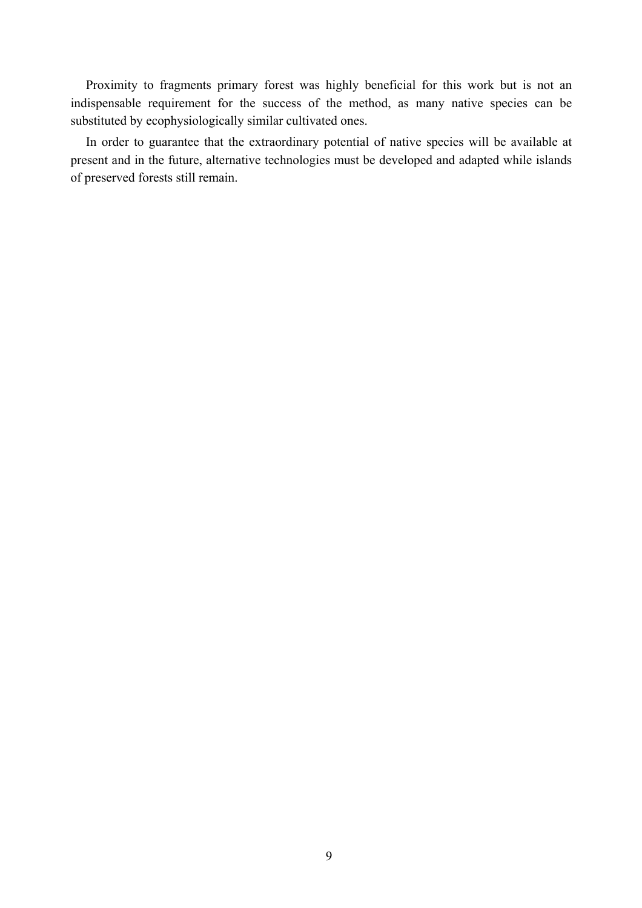Proximity to fragments primary forest was highly beneficial for this work but is not an indispensable requirement for the success of the method, as many native species can be substituted by ecophysiologically similar cultivated ones.

In order to guarantee that the extraordinary potential of native species will be available at present and in the future, alternative technologies must be developed and adapted while islands of preserved forests still remain.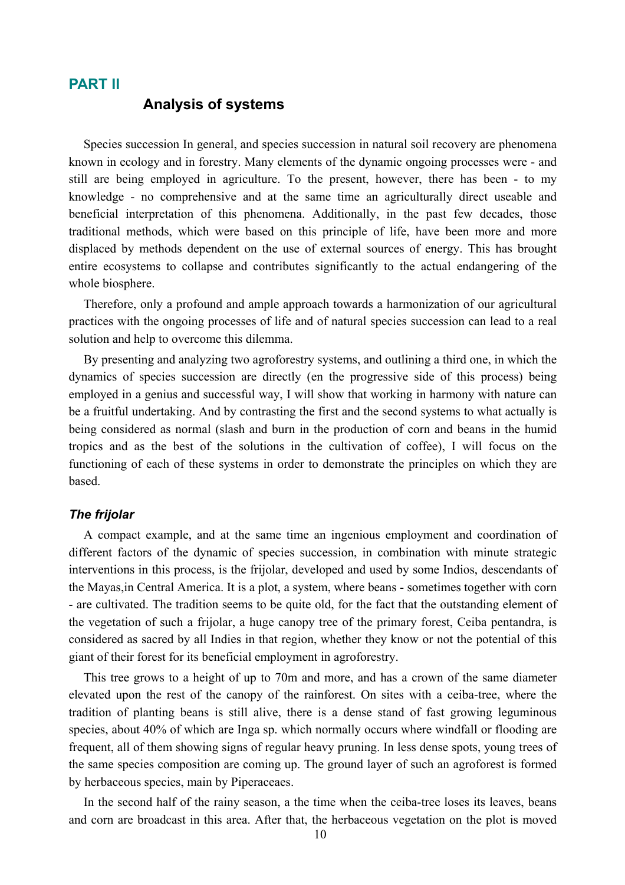## PART II

### Analysis of systems

Species succession In general, and species succession in natural soil recovery are phenomena known in ecology and in forestry. Many elements of the dynamic ongoing processes were - and still are being employed in agriculture. To the present, however, there has been - to my knowledge - no comprehensive and at the same time an agriculturally direct useable and beneficial interpretation of this phenomena. Additionally, in the past few decades, those traditional methods, which were based on this principle of life, have been more and more displaced by methods dependent on the use of external sources of energy. This has brought entire ecosystems to collapse and contributes significantly to the actual endangering of the whole biosphere.

Therefore, only a profound and ample approach towards a harmonization of our agricultural practices with the ongoing processes of life and of natural species succession can lead to a real solution and help to overcome this dilemma.

By presenting and analyzing two agroforestry systems, and outlining a third one, in which the dynamics of species succession are directly (en the progressive side of this process) being employed in a genius and successful way, I will show that working in harmony with nature can be a fruitful undertaking. And by contrasting the first and the second systems to what actually is being considered as normal (slash and burn in the production of corn and beans in the humid tropics and as the best of the solutions in the cultivation of coffee), I will focus on the functioning of each of these systems in order to demonstrate the principles on which they are based.

#### *The frijolar*

A compact example, and at the same time an ingenious employment and coordination of different factors of the dynamic of species succession, in combination with minute strategic interventions in this process, is the frijolar, developed and used by some Indios, descendants of the Mayas,in Central America. It is a plot, a system, where beans - sometimes together with corn - are cultivated. The tradition seems to be quite old, for the fact that the outstanding element of the vegetation of such a frijolar, a huge canopy tree of the primary forest, Ceiba pentandra, is considered as sacred by all Indies in that region, whether they know or not the potential of this giant of their forest for its beneficial employment in agroforestry.

This tree grows to a height of up to 70m and more, and has a crown of the same diameter elevated upon the rest of the canopy of the rainforest. On sites with a ceiba-tree, where the tradition of planting beans is still alive, there is a dense stand of fast growing leguminous species, about 40% of which are Inga sp. which normally occurs where windfall or flooding are frequent, all of them showing signs of regular heavy pruning. In less dense spots, young trees of the same species composition are coming up. The ground layer of such an agroforest is formed by herbaceous species, main by Piperaceaes.

In the second half of the rainy season, a the time when the ceiba-tree loses its leaves, beans and corn are broadcast in this area. After that, the herbaceous vegetation on the plot is moved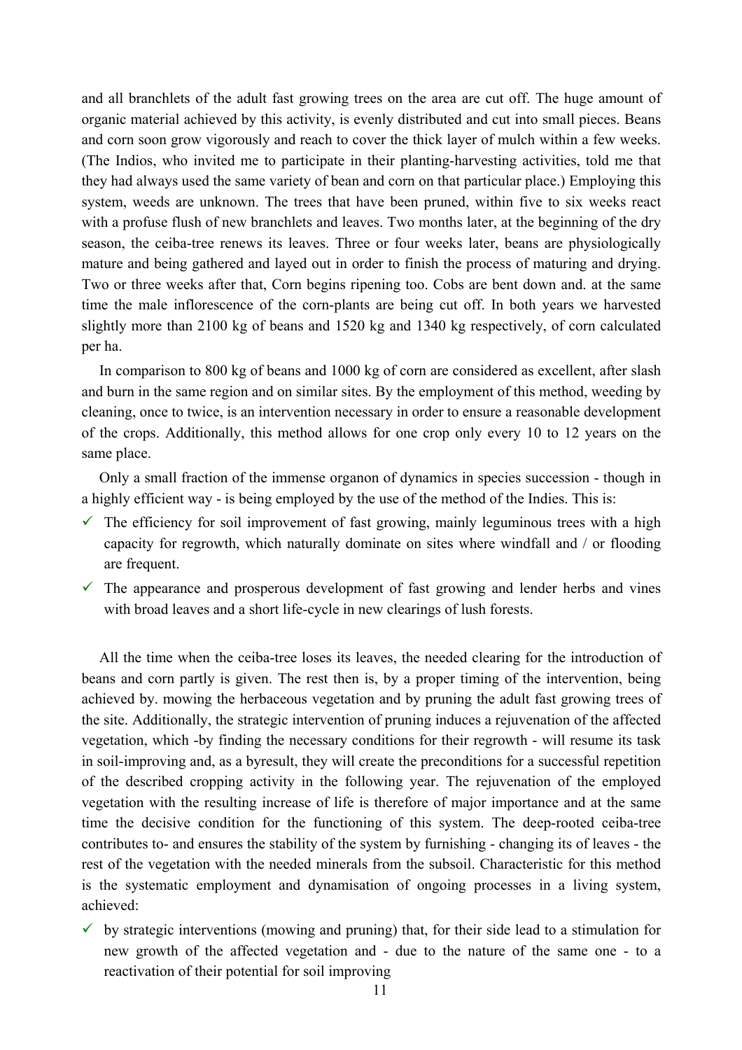and all branchlets of the adult fast growing trees on the area are cut off. The huge amount of organic material achieved by this activity, is evenly distributed and cut into small pieces. Beans and corn soon grow vigorously and reach to cover the thick layer of mulch within a few weeks. (The Indios, who invited me to participate in their planting-harvesting activities, told me that they had always used the same variety of bean and corn on that particular place.) Employing this system, weeds are unknown. The trees that have been pruned, within five to six weeks react with a profuse flush of new branchlets and leaves. Two months later, at the beginning of the dry season, the ceiba-tree renews its leaves. Three or four weeks later, beans are physiologically mature and being gathered and layed out in order to finish the process of maturing and drying. Two or three weeks after that, Corn begins ripening too. Cobs are bent down and. at the same time the male inflorescence of the corn-plants are being cut off. In both years we harvested slightly more than 2100 kg of beans and 1520 kg and 1340 kg respectively, of corn calculated per ha.

In comparison to 800 kg of beans and 1000 kg of corn are considered as excellent, after slash and burn in the same region and on similar sites. By the employment of this method, weeding by cleaning, once to twice, is an intervention necessary in order to ensure a reasonable development of the crops. Additionally, this method allows for one crop only every 10 to 12 years on the same place.

Only a small fraction of the immense organon of dynamics in species succession - though in a highly efficient way - is being employed by the use of the method of the Indies. This is:

- ✓ The efficiency for soil improvement of fast growing, mainly leguminous trees with a high capacity for regrowth, which naturally dominate on sites where windfall and / or flooding are frequent.
- ✓ The appearance and prosperous development of fast growing and lender herbs and vines with broad leaves and a short life-cycle in new clearings of lush forests.

All the time when the ceiba-tree loses its leaves, the needed clearing for the introduction of beans and corn partly is given. The rest then is, by a proper timing of the intervention, being achieved by. mowing the herbaceous vegetation and by pruning the adult fast growing trees of the site. Additionally, the strategic intervention of pruning induces a rejuvenation of the affected vegetation, which -by finding the necessary conditions for their regrowth - will resume its task in soil-improving and, as a byresult, they will create the preconditions for a successful repetition of the described cropping activity in the following year. The rejuvenation of the employed vegetation with the resulting increase of life is therefore of major importance and at the same time the decisive condition for the functioning of this system. The deep-rooted ceiba-tree contributes to- and ensures the stability of the system by furnishing - changing its of leaves - the rest of the vegetation with the needed minerals from the subsoil. Characteristic for this method is the systematic employment and dynamisation of ongoing processes in a living system, achieved:

- ✓ by strategic interventions (mowing and pruning) that, for their side lead to a stimulation for new growth of the affected vegetation and - due to the nature of the same one - to a reactivation of their potential for soil improving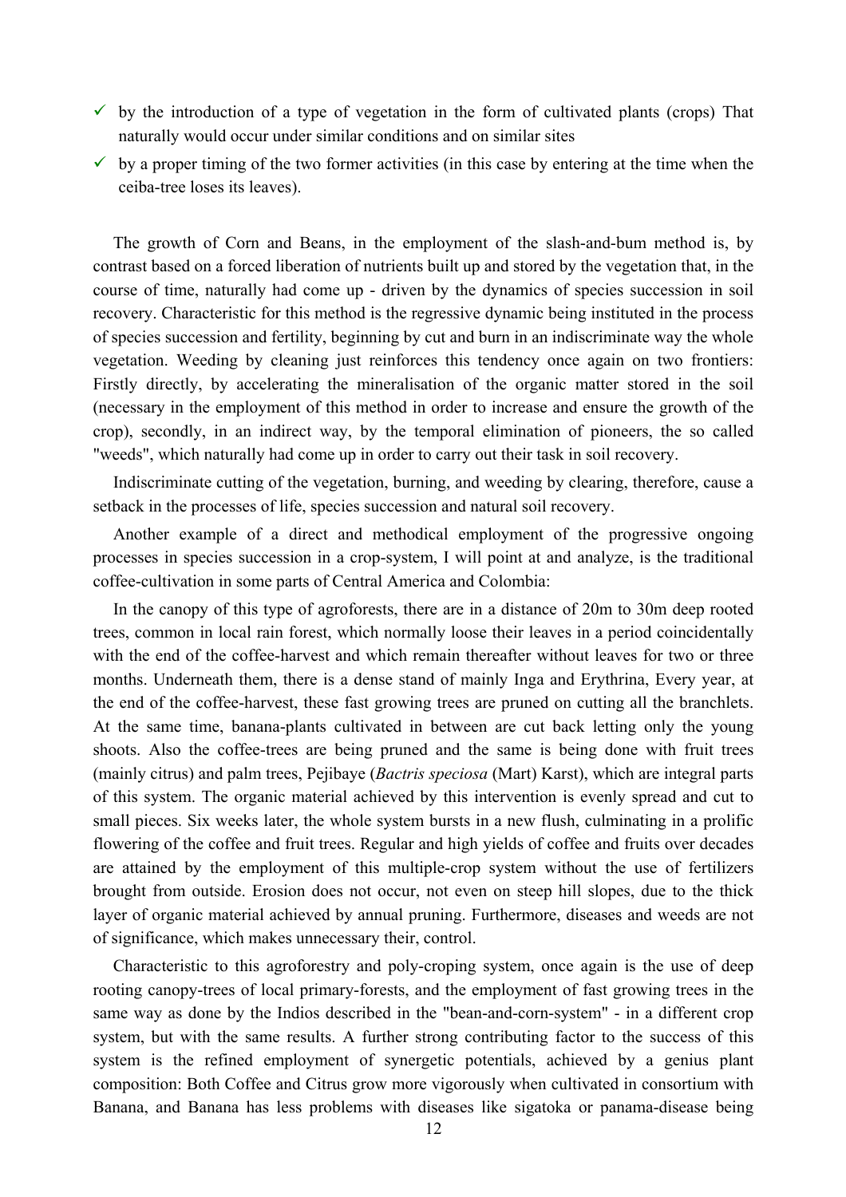- ✓ by the introduction of a type of vegetation in the form of cultivated plants (crops) That naturally would occur under similar conditions and on similar sites
- ✓ by a proper timing of the two former activities (in this case by entering at the time when the ceiba-tree loses its leaves).

The growth of Corn and Beans, in the employment of the slash-and-bum method is, by contrast based on a forced liberation of nutrients built up and stored by the vegetation that, in the course of time, naturally had come up - driven by the dynamics of species succession in soil recovery. Characteristic for this method is the regressive dynamic being instituted in the process of species succession and fertility, beginning by cut and burn in an indiscriminate way the whole vegetation. Weeding by cleaning just reinforces this tendency once again on two frontiers: Firstly directly, by accelerating the mineralisation of the organic matter stored in the soil (necessary in the employment of this method in order to increase and ensure the growth of the crop), secondly, in an indirect way, by the temporal elimination of pioneers, the so called "weeds", which naturally had come up in order to carry out their task in soil recovery.

Indiscriminate cutting of the vegetation, burning, and weeding by clearing, therefore, cause a setback in the processes of life, species succession and natural soil recovery.

Another example of a direct and methodical employment of the progressive ongoing processes in species succession in a crop-system, I will point at and analyze, is the traditional coffee-cultivation in some parts of Central America and Colombia:

In the canopy of this type of agroforests, there are in a distance of 20m to 30m deep rooted trees, common in local rain forest, which normally loose their leaves in a period coincidentally with the end of the coffee-harvest and which remain thereafter without leaves for two or three months. Underneath them, there is a dense stand of mainly Inga and Erythrina, Every year, at the end of the coffee-harvest, these fast growing trees are pruned on cutting all the branchlets. At the same time, banana-plants cultivated in between are cut back letting only the young shoots. Also the coffee-trees are being pruned and the same is being done with fruit trees (mainly citrus) and palm trees, Pejibaye (*Bactris speciosa* (Mart) Karst), which are integral parts of this system. The organic material achieved by this intervention is evenly spread and cut to small pieces. Six weeks later, the whole system bursts in a new flush, culminating in a prolific flowering of the coffee and fruit trees. Regular and high yields of coffee and fruits over decades are attained by the employment of this multiple-crop system without the use of fertilizers brought from outside. Erosion does not occur, not even on steep hill slopes, due to the thick layer of organic material achieved by annual pruning. Furthermore, diseases and weeds are not of significance, which makes unnecessary their, control.

Characteristic to this agroforestry and poly-croping system, once again is the use of deep rooting canopy-trees of local primary-forests, and the employment of fast growing trees in the same way as done by the Indios described in the "bean-and-corn-system" - in a different crop system, but with the same results. A further strong contributing factor to the success of this system is the refined employment of synergetic potentials, achieved by a genius plant composition: Both Coffee and Citrus grow more vigorously when cultivated in consortium with Banana, and Banana has less problems with diseases like sigatoka or panama-disease being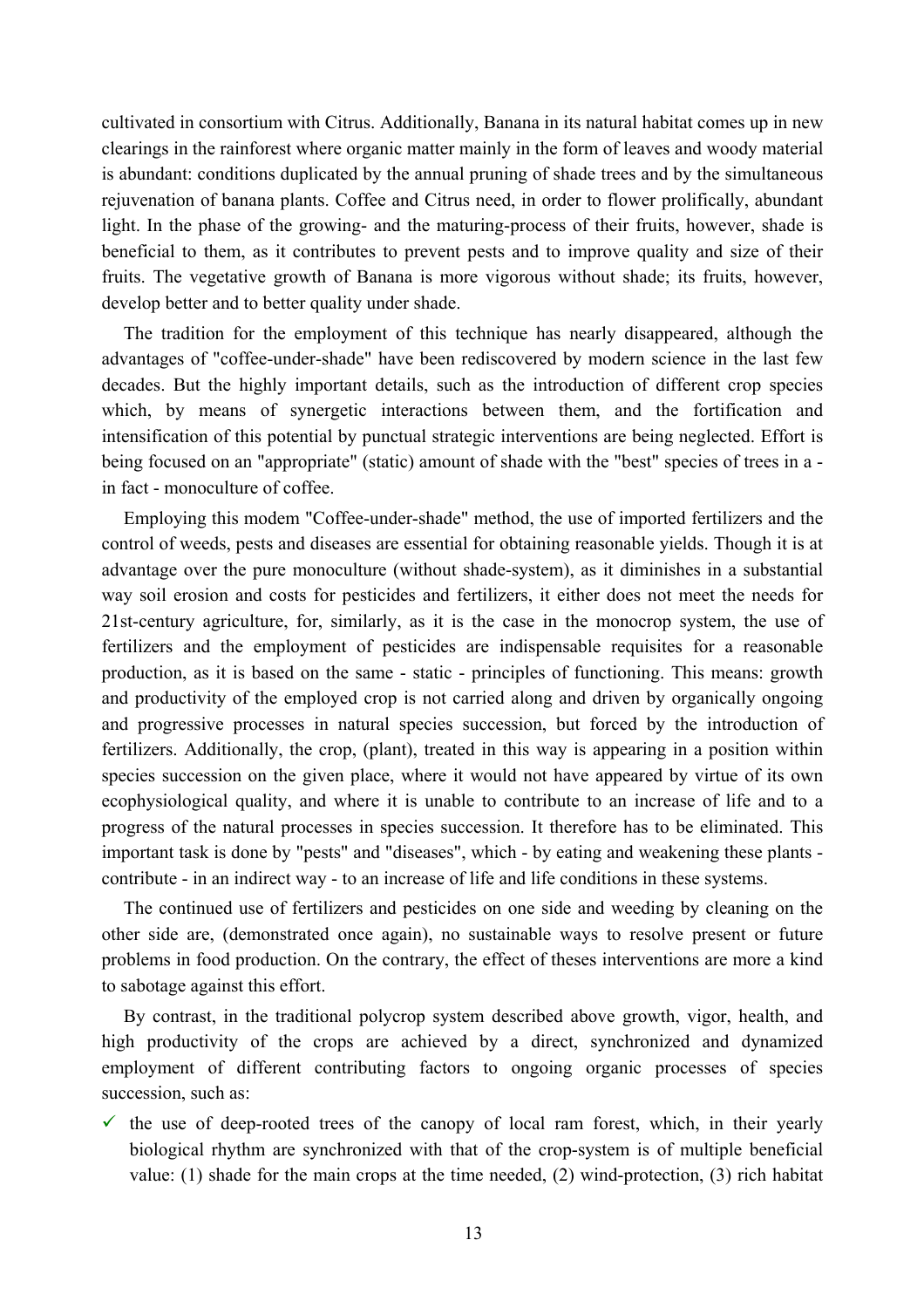cultivated in consortium with Citrus. Additionally, Banana in its natural habitat comes up in new clearings in the rainforest where organic matter mainly in the form of leaves and woody material is abundant: conditions duplicated by the annual pruning of shade trees and by the simultaneous rejuvenation of banana plants. Coffee and Citrus need, in order to flower prolifically, abundant light. In the phase of the growing- and the maturing-process of their fruits, however, shade is beneficial to them, as it contributes to prevent pests and to improve quality and size of their fruits. The vegetative growth of Banana is more vigorous without shade; its fruits, however, develop better and to better quality under shade.

The tradition for the employment of this technique has nearly disappeared, although the advantages of "coffee-under-shade" have been rediscovered by modern science in the last few decades. But the highly important details, such as the introduction of different crop species which, by means of synergetic interactions between them, and the fortification and intensification of this potential by punctual strategic interventions are being neglected. Effort is being focused on an "appropriate" (static) amount of shade with the "best" species of trees in a - in fact - monoculture of coffee.

Employing this modem "Coffee-under-shade" method, the use of imported fertilizers and the control of weeds, pests and diseases are essential for obtaining reasonable yields. Though it is at advantage over the pure monoculture (without shade-system), as it diminishes in a substantial way soil erosion and costs for pesticides and fertilizers, it either does not meet the needs for 21st-century agriculture, for, similarly, as it is the case in the monocrop system, the use of fertilizers and the employment of pesticides are indispensable requisites for a reasonable production, as it is based on the same - static - principles of functioning. This means: growth and productivity of the employed crop is not carried along and driven by organically ongoing and progressive processes in natural species succession, but forced by the introduction of fertilizers. Additionally, the crop, (plant), treated in this way is appearing in a position within species succession on the given place, where it would not have appeared by virtue of its own ecophysiological quality, and where it is unable to contribute to an increase of life and to a progress of the natural processes in species succession. It therefore has to be eliminated. This important task is done by "pests" and "diseases", which - by eating and weakening these plants - contribute - in an indirect way - to an increase of life and life conditions in these systems.

The continued use of fertilizers and pesticides on one side and weeding by cleaning on the other side are, (demonstrated once again), no sustainable ways to resolve present or future problems in food production. On the contrary, the effect of theses interventions are more a kind to sabotage against this effort.

By contrast, in the traditional polycrop system described above growth, vigor, health, and high productivity of the crops are achieved by a direct, synchronized and dynamized employment of different contributing factors to ongoing organic processes of species succession, such as:

- ✓ the use of deep-rooted trees of the canopy of local ram forest, which, in their yearly biological rhythm are synchronized with that of the crop-system is of multiple beneficial value: (1) shade for the main crops at the time needed, (2) wind-protection, (3) rich habitat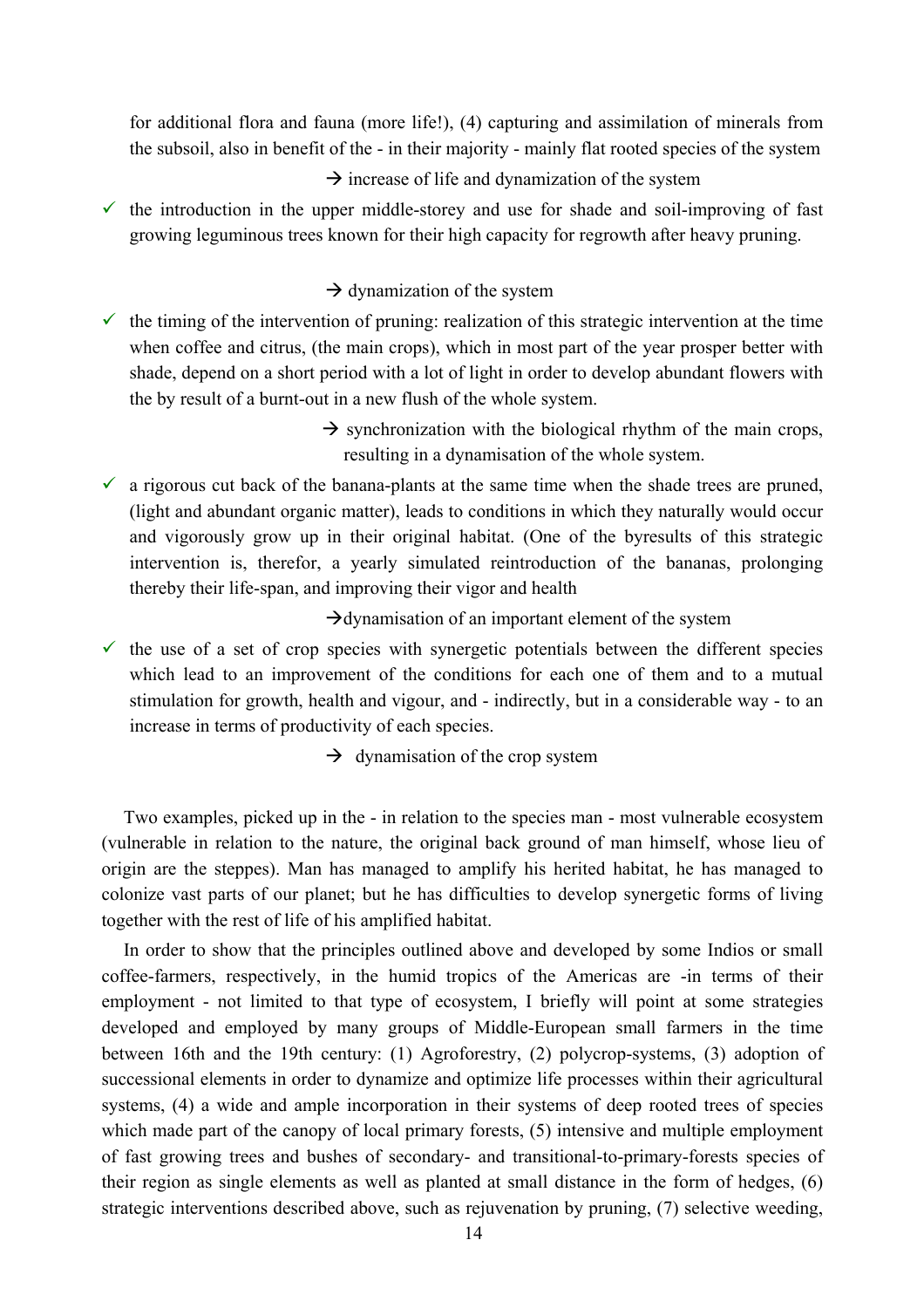for additional flora and fauna (more life!), (4) capturing and assimilation of minerals from the subsoil, also in benefit of the - in their majority - mainly flat rooted species of the system

→ increase of life and dynamization of the system

- ✓ the introduction in the upper middle-storey and use for shade and soil-improving of fast growing leguminous trees known for their high capacity for regrowth after heavy pruning.

  → dynamization of the system

- ✓ the timing of the intervention of pruning: realization of this strategic intervention at the time when coffee and citrus, (the main crops), which in most part of the year prosper better with shade, depend on a short period with a lot of light in order to develop abundant flowers with the by result of a burnt-out in a new flush of the whole system.

  → synchronization with the biological rhythm of the main crops, resulting in a dynamisation of the whole system.

- ✓ a rigorous cut back of the banana-plants at the same time when the shade trees are pruned, (light and abundant organic matter), leads to conditions in which they naturally would occur and vigorously grow up in their original habitat. (One of the byresults of this strategic intervention is, therefor, a yearly simulated reintroduction of the bananas, prolonging thereby their life-span, and improving their vigor and health

  →dynamisation of an important element of the system

- ✓ the use of a set of crop species with synergetic potentials between the different species which lead to an improvement of the conditions for each one of them and to a mutual stimulation for growth, health and vigour, and - indirectly, but in a considerable way - to an increase in terms of productivity of each species.

  → dynamisation of the crop system

Two examples, picked up in the - in relation to the species man - most vulnerable ecosystem (vulnerable in relation to the nature, the original back ground of man himself, whose lieu of origin are the steppes). Man has managed to amplify his herited habitat, he has managed to colonize vast parts of our planet; but he has difficulties to develop synergetic forms of living together with the rest of life of his amplified habitat.

In order to show that the principles outlined above and developed by some Indios or small coffee-farmers, respectively, in the humid tropics of the Americas are -in terms of their employment - not limited to that type of ecosystem, I briefly will point at some strategies developed and employed by many groups of Middle-European small farmers in the time between 16th and the 19th century: (1) Agroforestry, (2) polycrop-systems, (3) adoption of successional elements in order to dynamize and optimize life processes within their agricultural systems, (4) a wide and ample incorporation in their systems of deep rooted trees of species which made part of the canopy of local primary forests, (5) intensive and multiple employment of fast growing trees and bushes of secondary- and transitional-to-primary-forests species of their region as single elements as well as planted at small distance in the form of hedges, (6) strategic interventions described above, such as rejuvenation by pruning, (7) selective weeding,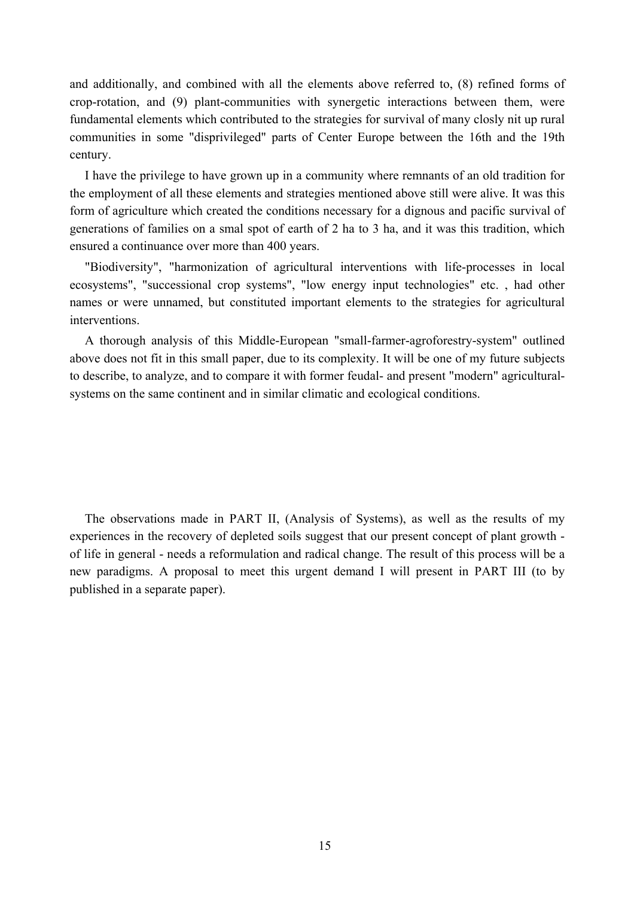and additionally, and combined with all the elements above referred to, (8) refined forms of crop-rotation, and (9) plant-communities with synergetic interactions between them, were fundamental elements which contributed to the strategies for survival of many closly nit up rural communities in some "disprivileged" parts of Center Europe between the 16th and the 19th century.

I have the privilege to have grown up in a community where remnants of an old tradition for the employment of all these elements and strategies mentioned above still were alive. It was this form of agriculture which created the conditions necessary for a dignous and pacific survival of generations of families on a smal spot of earth of 2 ha to 3 ha, and it was this tradition, which ensured a continuance over more than 400 years.

"Biodiversity", "harmonization of agricultural interventions with life-processes in local ecosystems", "successional crop systems", "low energy input technologies" etc. , had other names or were unnamed, but constituted important elements to the strategies for agricultural interventions.

A thorough analysis of this Middle-European "small-farmer-agroforestry-system" outlined above does not fit in this small paper, due to its complexity. It will be one of my future subjects to describe, to analyze, and to compare it with former feudal- and present "modern" agricultural-systems on the same continent and in similar climatic and ecological conditions.

The observations made in PART II, (Analysis of Systems), as well as the results of my experiences in the recovery of depleted soils suggest that our present concept of plant growth - of life in general - needs a reformulation and radical change. The result of this process will be a new paradigms. A proposal to meet this urgent demand I will present in PART III (to by published in a separate paper).